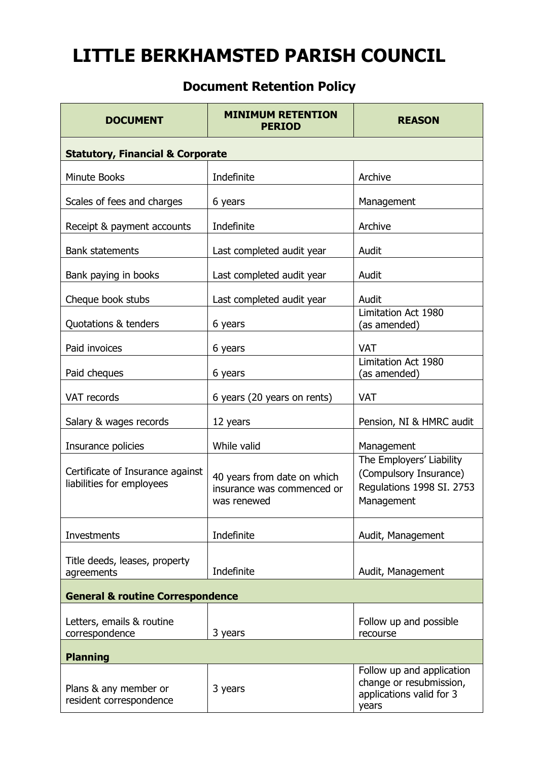# LITTLE BERKHAMSTED PARISH COUNCIL

## Document Retention Policy

| DOCUMENT | MINIMUM RETENTION PERIOD | REASON |
|---|---|---|
| **Statistical, Financial & Corporate** | | |
| Minute Books | Indefinite | Archive |
| Scales of fees and charges | 6 years | Management |
| Receipt & payment accounts | Indefinite | Archive |
| Bank statements | Last completed audit year | Audit |
| Bank paying in books | Last completed audit year | Audit |
| Cheque book stubs | Last completed audit year | Audit |
| Quotations & tenders | 6 years | Limitation Act 1980 (as amended) |
| Paid invoices | 6 years | VAT |
| Paid cheques | 6 years | Limitation Act 1980 (as amended) |
| VAT records | 6 years (20 years on rents) | VAT |
| Salary & wages records | 12 years | Pension, NI & HMRC audit |
| Insurance policies | While valid | Management |
| Certificate of Insurance against liabilities for employees | 40 years from date on which insurance was commenced or was renewed | The Employers' Liability (Compulsory Insurance) Regulations 1998 SI. 2753 Management |
| Investments | Indefinite | Audit, Management |
| Title deeds, leases, property agreements | Indefinite | Audit, Management |
| **General & routine Correspondence** | | |
| Letters, emails & routine correspondence | 3 years | Follow up and possible recourse |
| **Planning** | | |
| Plans & any member or resident correspondence | 3 years | Follow up and application change or resubmission, applications valid for 3 years |

# LITTLE BERKHAMSTED PARISH COUNCIL

## Document Retention Policy

| DOCUMENT | MINIMUM RETENTION PERIOD | REASON |
|---|---|---|
| **Statutory, Financial & Corporate** | | |
| Minute Books | Indefinite | Archive |
| Scales of fees and charges | 6 years | Management |
| Receipt & payment accounts | Indefinite | Archive |
| Bank statements | Last completed audit year | Audit |
| Bank paying in books | Last completed audit year | Audit |
| Cheque book stubs | Last completed audit year | Audit |
| Quotations & tenders | 6 years | Limitation Act 1980 (as amended) |
| Paid invoices | 6 years | VAT |
| Paid cheques | 6 years | Limitation Act 1980 (as amended) |
| VAT records | 6 years (20 years on rents) | VAT |
| Salary & wages records | 12 years | Pension, NI & HMRC audit |
| Insurance policies | While valid | Management |
| Certificate of Insurance against liabilities for employees | 40 years from date on which insurance was commenced or was renewed | The Employers' Liability (Compulsory Insurance) Regulations 1998 SI. 2753 Management |
| Investments | Indefinite | Audit, Management |
| Title deeds, leases, property agreements | Indefinite | Audit, Management |
| **General & routine Correspondence** | | |
| Letters, emails & routine correspondence | 3 years | Follow up and possible recourse |
| **Planning** | | |
| Plans & any member or resident correspondence | 3 years | Follow up and application change or resubmission, applications valid for 3 years |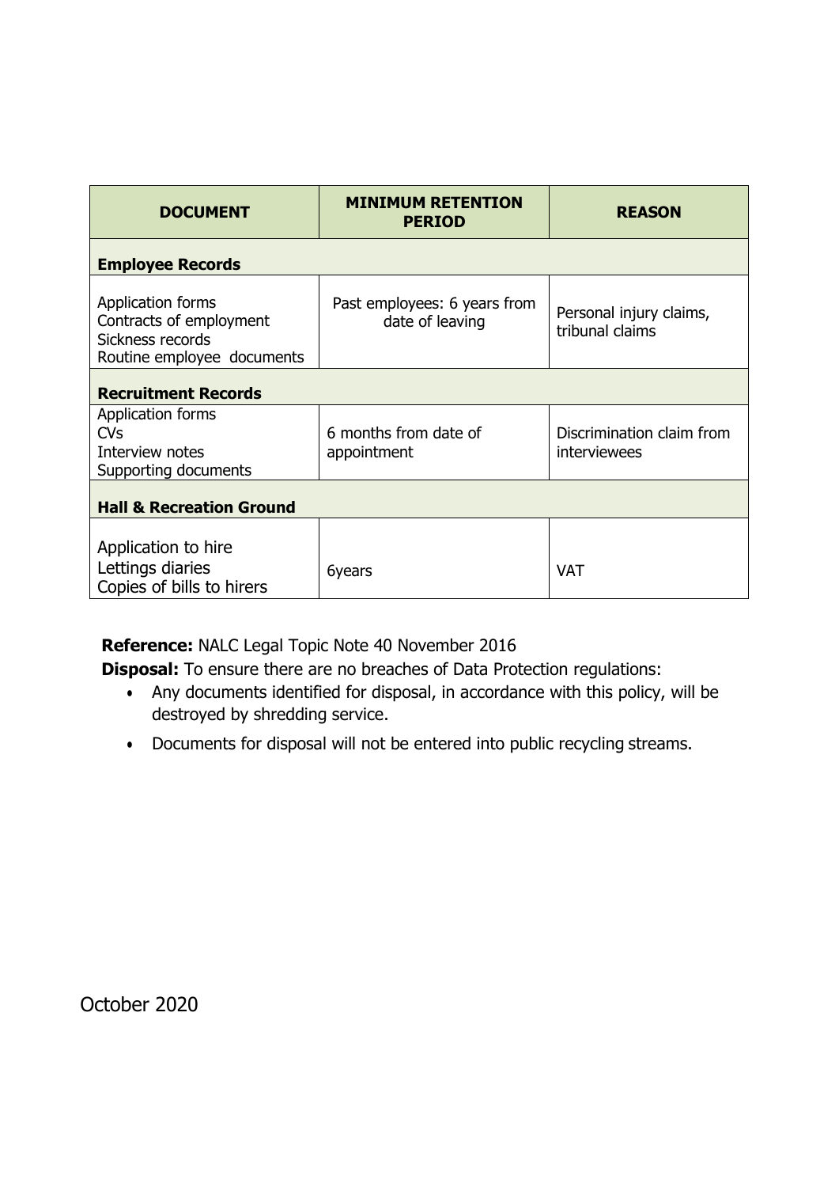| DOCUMENT | MINIMUM RETENTION PERIOD | REASON |
| --- | --- | --- |
| **Employee Records** | | |
| Application forms<br>Contracts of employment<br>Sickness records<br>Routine employee documents | Past employees: 6 years from date of leaving | Personal injury claims, tribunal claims |
| **Recruitment Records** | | |
| Application forms<br>CVs<br>Interview notes<br>Supporting documents | 6 months from date of appointment | Discrimination claim from interviewees |
| **Hall & Recreation Ground** | | |
| Application to hire<br>Lettings diaries<br>Copies of bills to hirers | 6years | VAT |

**Reference:** NALC Legal Topic Note 40 November 2016

**Disposal:** To ensure there are no breaches of Data Protection regulations:

- Any documents identified for disposal, in accordance with this policy, will be destroyed by shredding service.
- Documents for disposal will not be entered into public recycling streams.

October 2020